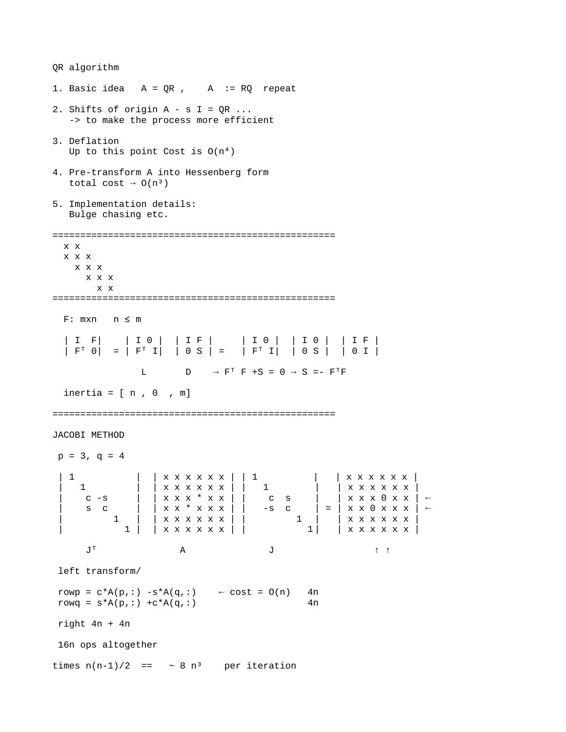QR algorithm

1. Basic idea $A = QR$ , $A := RQ$ repeat

2. Shifts of origin $A - sI = QR$ ...
   -> to make the process more efficient

3. Deflation
   Up to this point Cost is $O(n^4)$

4. Pre-transform A into Hessenberg form
   total cost → $O(n^3)$

5. Implementation details:
   Bulge chasing etc.

---

```
 x x
 x x x
   x x x
     x x x
       x x
```

---

F: mxn   $n \le m$

$$
\begin{bmatrix} I & F \\ F^T & 0 \end{bmatrix} = \underbrace{\begin{bmatrix} I & 0 \\ F^T & I \end{bmatrix}}_{L} \underbrace{\begin{bmatrix} I & F \\ 0 & S \end{bmatrix}}_{D} = \begin{bmatrix} I & 0 \\ F^T & I \end{bmatrix} \begin{bmatrix} I & 0 \\ 0 & S \end{bmatrix} \begin{bmatrix} I & F \\ 0 & I \end{bmatrix}
$$

$\rightarrow F^T F + S = 0 \rightarrow S = -F^T F$

inertia = [ n , 0 , m]

---

JACOBI METHOD

p = 3, q = 4

```
| 1           |  | x x x x x x | | 1           |   | x x x x x x |
|   1         |  | x x x x x x | |   1         |   | x x x x x x |
|    c -s     |  | x x x * x x | |    c  s     |   | x x x 0 x x | ←
|    s  c     |  | x x * x x x | |   -s  c     | = | x x 0 x x x | ←
|        1    |  | x x x x x x | |         1   |   | x x x x x x |
|          1  |  | x x x x x x | |           1 |   | x x x x x x |

     J^T               A               J                  ↑ ↑
```

left transform/

rowp = c*A(p,:) -s*A(q,:)   ← cost = O(n)   4n
rowq = s*A(p,:) +c*A(q,:)                   4n

right 4n + 4n

16n ops altogether

times $n(n-1)/2$ == ~ $8 n^3$ per iteration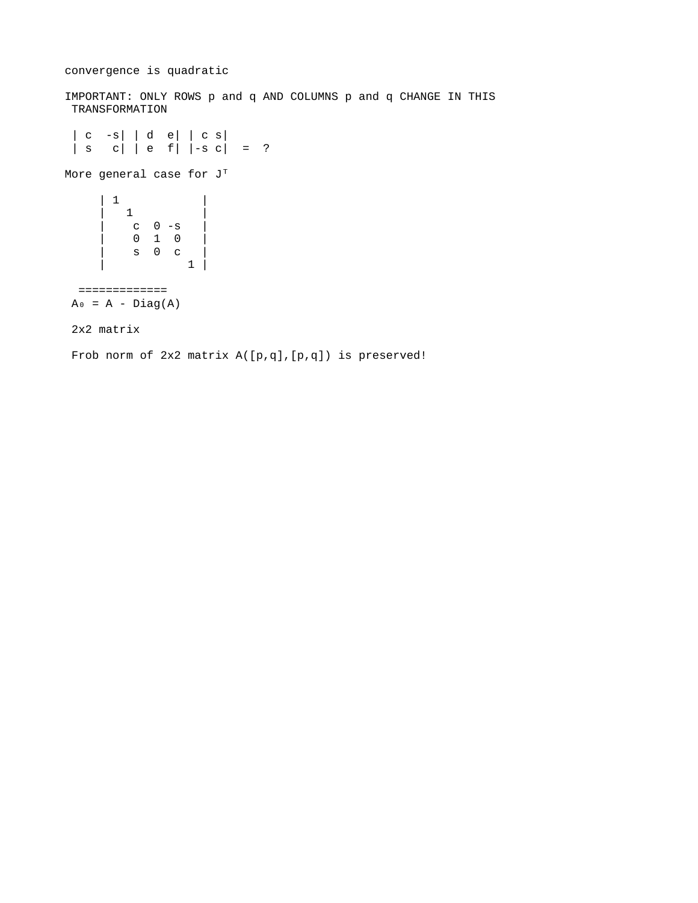convergence is quadratic

IMPORTANT: ONLY ROWS p and q AND COLUMNS p and q CHANGE IN THIS TRANSFORMATION

$$\begin{vmatrix} c & -s \\ s & c \end{vmatrix} \begin{vmatrix} d & e \\ e & f \end{vmatrix} \begin{vmatrix} c & s \\ -s & c \end{vmatrix} = ?$$

More general case for $J^T$

$$\begin{vmatrix} 1 & & & & & \\ & 1 & & & & \\ & & c & 0 & -s & \\ & & 0 & 1 & 0 & \\ & & s & 0 & c & \\ & & & & & 1 \end{vmatrix}$$

=============

$A_0 = A - \text{Diag}(A)$

2x2 matrix

Frob norm of 2x2 matrix A([p,q],[p,q]) is preserved!